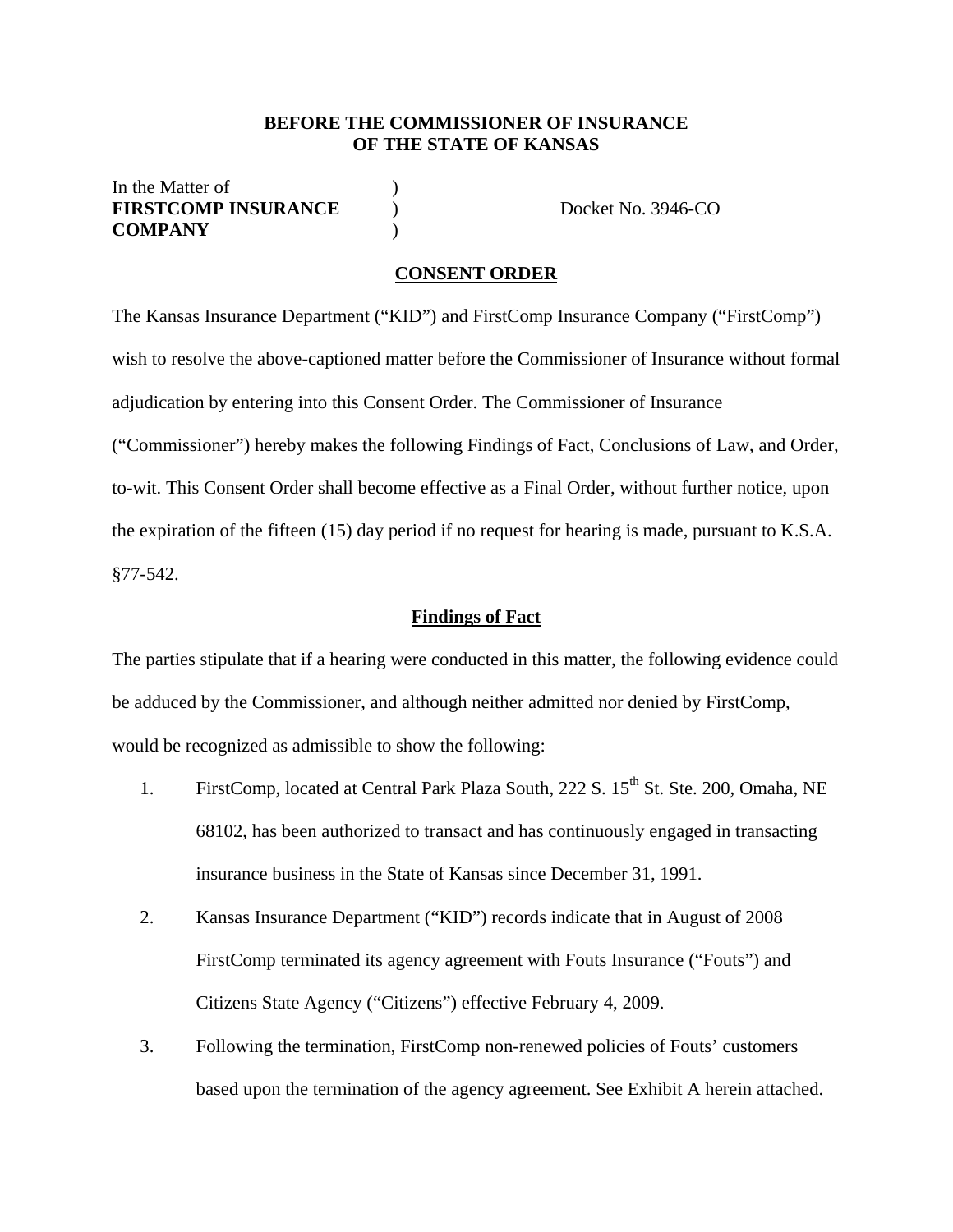**BEFORE THE COMMISSIONER OF INSURANCE**
**OF THE STATE OF KANSAS**

In the Matter of )
**FIRSTCOMP INSURANCE** ) Docket No. 3946-CO
**COMPANY** )

**CONSENT ORDER**

The Kansas Insurance Department ("KID") and FirstComp Insurance Company ("FirstComp") wish to resolve the above-captioned matter before the Commissioner of Insurance without formal adjudication by entering into this Consent Order. The Commissioner of Insurance ("Commissioner") hereby makes the following Findings of Fact, Conclusions of Law, and Order, to-wit. This Consent Order shall become effective as a Final Order, without further notice, upon the expiration of the fifteen (15) day period if no request for hearing is made, pursuant to K.S.A. §77-542.

**Findings of Fact**

The parties stipulate that if a hearing were conducted in this matter, the following evidence could be adduced by the Commissioner, and although neither admitted nor denied by FirstComp, would be recognized as admissible to show the following:

1. FirstComp, located at Central Park Plaza South, 222 S. 15th St. Ste. 200, Omaha, NE 68102, has been authorized to transact and has continuously engaged in transacting insurance business in the State of Kansas since December 31, 1991.

2. Kansas Insurance Department ("KID") records indicate that in August of 2008 FirstComp terminated its agency agreement with Fouts Insurance ("Fouts") and Citizens State Agency ("Citizens") effective February 4, 2009.

3. Following the termination, FirstComp non-renewed policies of Fouts' customers based upon the termination of the agency agreement. See Exhibit A herein attached.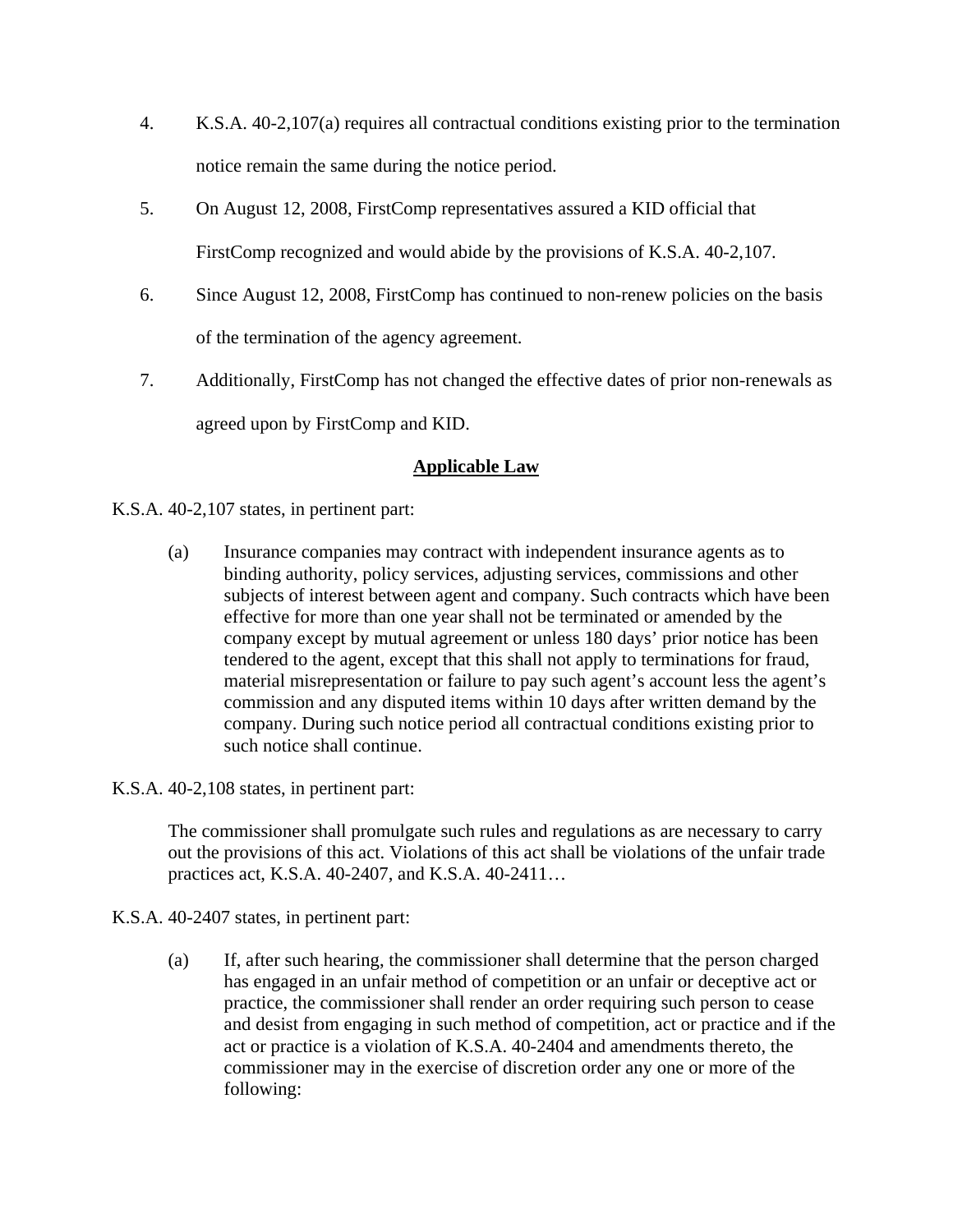4. K.S.A. 40-2,107(a) requires all contractual conditions existing prior to the termination notice remain the same during the notice period.

5. On August 12, 2008, FirstComp representatives assured a KID official that FirstComp recognized and would abide by the provisions of K.S.A. 40-2,107.

6. Since August 12, 2008, FirstComp has continued to non-renew policies on the basis of the termination of the agency agreement.

7. Additionally, FirstComp has not changed the effective dates of prior non-renewals as agreed upon by FirstComp and KID.

## <u>Applicable Law</u>

K.S.A. 40-2,107 states, in pertinent part:

> (a) Insurance companies may contract with independent insurance agents as to binding authority, policy services, adjusting services, commissions and other subjects of interest between agent and company. Such contracts which have been effective for more than one year shall not be terminated or amended by the company except by mutual agreement or unless 180 days' prior notice has been tendered to the agent, except that this shall not apply to terminations for fraud, material misrepresentation or failure to pay such agent's account less the agent's commission and any disputed items within 10 days after written demand by the company. During such notice period all contractual conditions existing prior to such notice shall continue.

K.S.A. 40-2,108 states, in pertinent part:

> The commissioner shall promulgate such rules and regulations as are necessary to carry out the provisions of this act. Violations of this act shall be violations of the unfair trade practices act, K.S.A. 40-2407, and K.S.A. 40-2411…

K.S.A. 40-2407 states, in pertinent part:

> (a) If, after such hearing, the commissioner shall determine that the person charged has engaged in an unfair method of competition or an unfair or deceptive act or practice, the commissioner shall render an order requiring such person to cease and desist from engaging in such method of competition, act or practice and if the act or practice is a violation of K.S.A. 40-2404 and amendments thereto, the commissioner may in the exercise of discretion order any one or more of the following: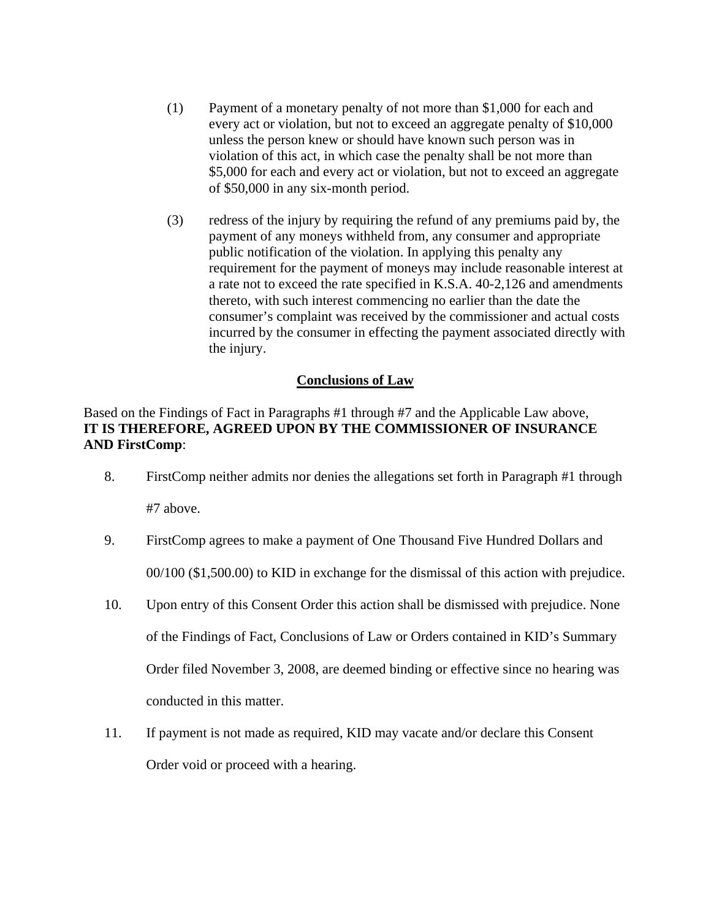(1) Payment of a monetary penalty of not more than $1,000 for each and every act or violation, but not to exceed an aggregate penalty of $10,000 unless the person knew or should have known such person was in violation of this act, in which case the penalty shall be not more than $5,000 for each and every act or violation, but not to exceed an aggregate of $50,000 in any six-month period.

(3) redress of the injury by requiring the refund of any premiums paid by, the payment of any moneys withheld from, any consumer and appropriate public notification of the violation. In applying this penalty any requirement for the payment of moneys may include reasonable interest at a rate not to exceed the rate specified in K.S.A. 40-2,126 and amendments thereto, with such interest commencing no earlier than the date the consumer's complaint was received by the commissioner and actual costs incurred by the consumer in effecting the payment associated directly with the injury.

## Conclusions of Law

Based on the Findings of Fact in Paragraphs #1 through #7 and the Applicable Law above, **IT IS THEREFORE, AGREED UPON BY THE COMMISSIONER OF INSURANCE AND FirstComp**:

8. FirstComp neither admits nor denies the allegations set forth in Paragraph #1 through #7 above.

9. FirstComp agrees to make a payment of One Thousand Five Hundred Dollars and 00/100 ($1,500.00) to KID in exchange for the dismissal of this action with prejudice.

10. Upon entry of this Consent Order this action shall be dismissed with prejudice. None of the Findings of Fact, Conclusions of Law or Orders contained in KID's Summary Order filed November 3, 2008, are deemed binding or effective since no hearing was conducted in this matter.

11. If payment is not made as required, KID may vacate and/or declare this Consent Order void or proceed with a hearing.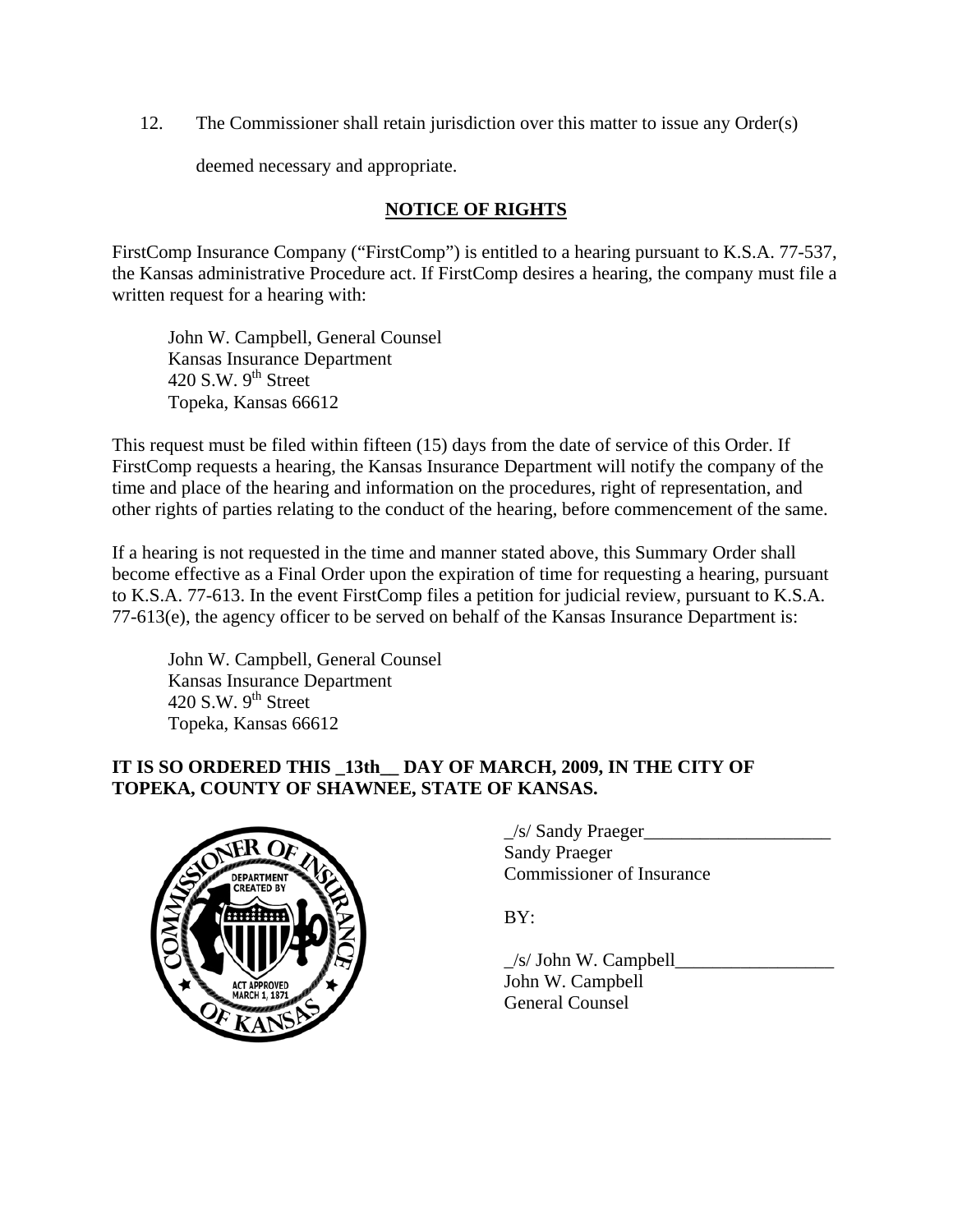12. The Commissioner shall retain jurisdiction over this matter to issue any Order(s) deemed necessary and appropriate.

## NOTICE OF RIGHTS

FirstComp Insurance Company ("FirstComp") is entitled to a hearing pursuant to K.S.A. 77-537, the Kansas administrative Procedure act. If FirstComp desires a hearing, the company must file a written request for a hearing with:

John W. Campbell, General Counsel  
Kansas Insurance Department  
420 S.W. 9th Street  
Topeka, Kansas 66612

This request must be filed within fifteen (15) days from the date of service of this Order. If FirstComp requests a hearing, the Kansas Insurance Department will notify the company of the time and place of the hearing and information on the procedures, right of representation, and other rights of parties relating to the conduct of the hearing, before commencement of the same.

If a hearing is not requested in the time and manner stated above, this Summary Order shall become effective as a Final Order upon the expiration of time for requesting a hearing, pursuant to K.S.A. 77-613. In the event FirstComp files a petition for judicial review, pursuant to K.S.A. 77-613(e), the agency officer to be served on behalf of the Kansas Insurance Department is:

John W. Campbell, General Counsel  
Kansas Insurance Department  
420 S.W. 9th Street  
Topeka, Kansas 66612

**IT IS SO ORDERED THIS _13th__ DAY OF MARCH, 2009, IN THE CITY OF TOPEKA, COUNTY OF SHAWNEE, STATE OF KANSAS.**

_/s/ Sandy Praeger____________________  
Sandy Praeger  
Commissioner of Insurance

BY:

_/s/ John W. Campbell_________________  
John W. Campbell  
General Counsel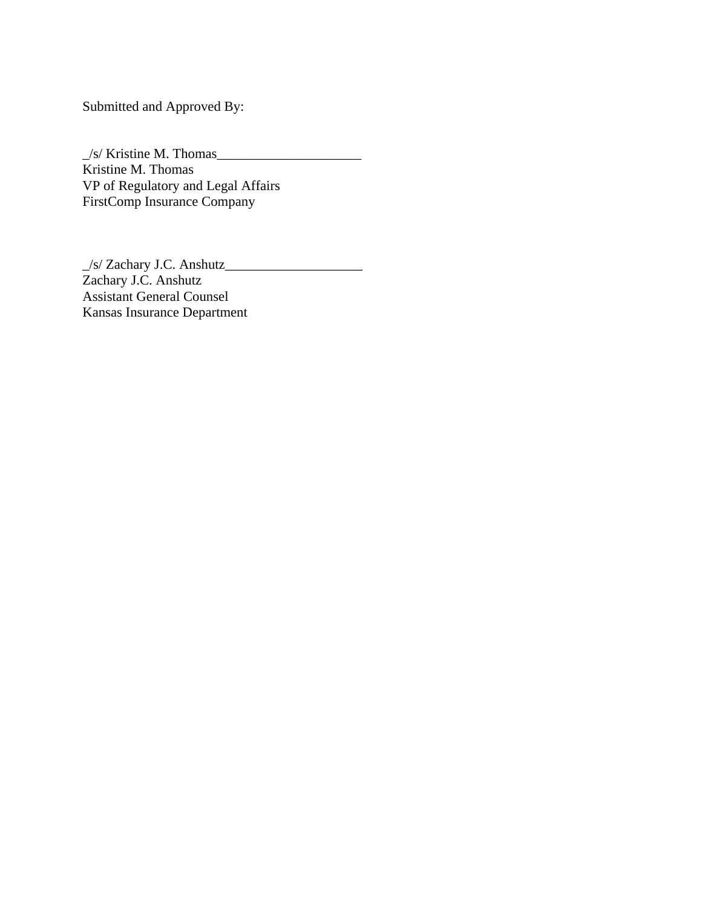Submitted and Approved By:

_/s/ Kristine M. Thomas_____________________
Kristine M. Thomas
VP of Regulatory and Legal Affairs
FirstComp Insurance Company

_/s/ Zachary J.C. Anshutz____________________
Zachary J.C. Anshutz
Assistant General Counsel
Kansas Insurance Department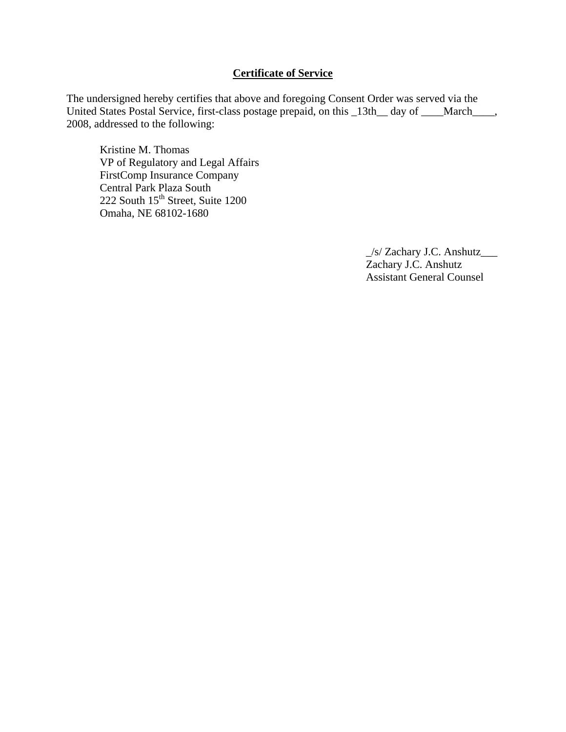**Certificate of Service**

The undersigned hereby certifies that above and foregoing Consent Order was served via the United States Postal Service, first-class postage prepaid, on this _13th__ day of ____March____, 2008, addressed to the following:

Kristine M. Thomas
VP of Regulatory and Legal Affairs
FirstComp Insurance Company
Central Park Plaza South
222 South 15th Street, Suite 1200
Omaha, NE 68102-1680

_/s/ Zachary J.C. Anshutz___
Zachary J.C. Anshutz
Assistant General Counsel